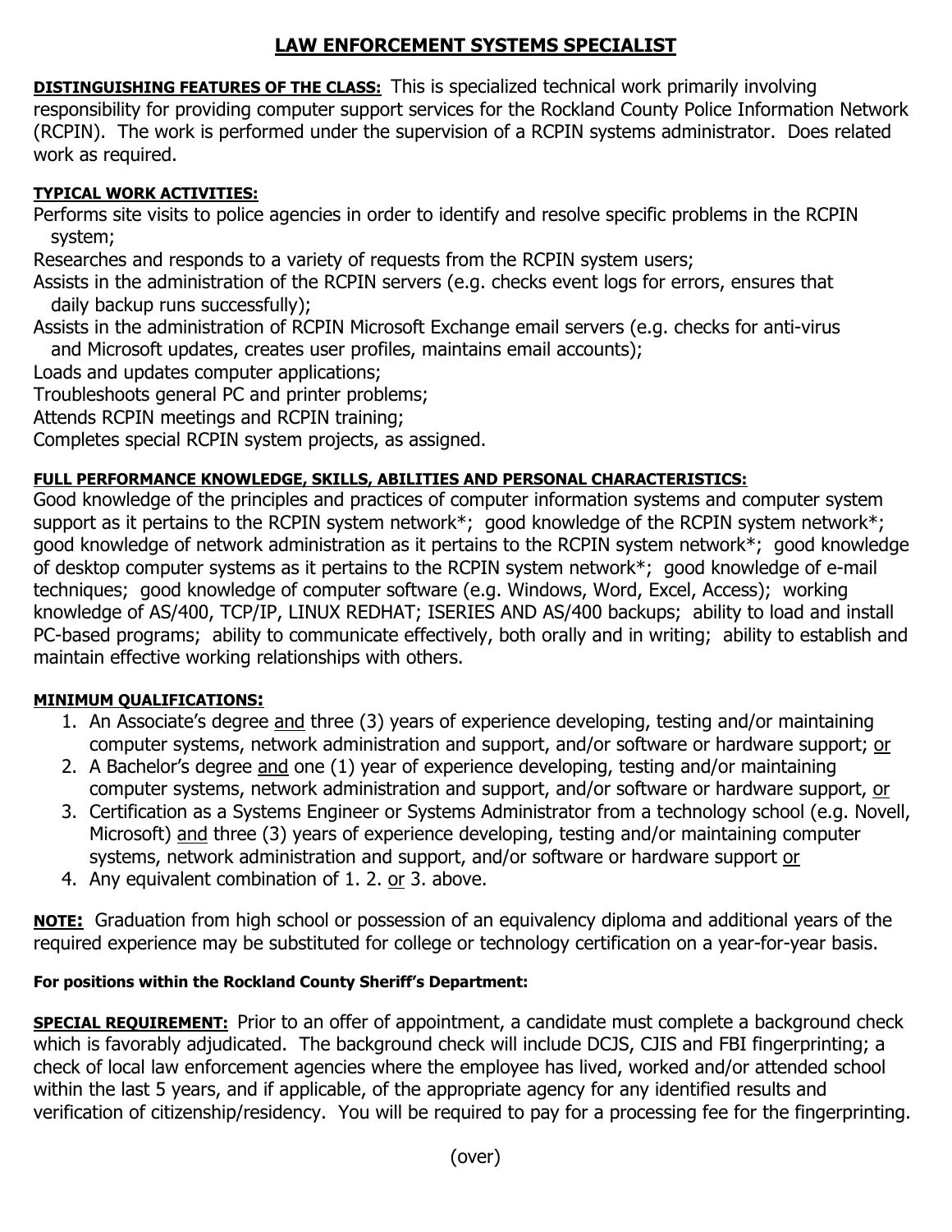# LAW ENFORCEMENT SYSTEMS SPECIALIST

**DISTINGUISHING FEATURES OF THE CLASS:** This is specialized technical work primarily involving responsibility for providing computer support services for the Rockland County Police Information Network (RCPIN). The work is performed under the supervision of a RCPIN systems administrator. Does related work as required.

**TYPICAL WORK ACTIVITIES:**

Performs site visits to police agencies in order to identify and resolve specific problems in the RCPIN system;
Researches and responds to a variety of requests from the RCPIN system users;
Assists in the administration of the RCPIN servers (e.g. checks event logs for errors, ensures that daily backup runs successfully);
Assists in the administration of RCPIN Microsoft Exchange email servers (e.g. checks for anti-virus and Microsoft updates, creates user profiles, maintains email accounts);
Loads and updates computer applications;
Troubleshoots general PC and printer problems;
Attends RCPIN meetings and RCPIN training;
Completes special RCPIN system projects, as assigned.

**FULL PERFORMANCE KNOWLEDGE, SKILLS, ABILITIES AND PERSONAL CHARACTERISTICS:**

Good knowledge of the principles and practices of computer information systems and computer system support as it pertains to the RCPIN system network*; good knowledge of the RCPIN system network*; good knowledge of network administration as it pertains to the RCPIN system network*; good knowledge of desktop computer systems as it pertains to the RCPIN system network*; good knowledge of e-mail techniques; good knowledge of computer software (e.g. Windows, Word, Excel, Access); working knowledge of AS/400, TCP/IP, LINUX REDHAT; ISERIES AND AS/400 backups; ability to load and install PC-based programs; ability to communicate effectively, both orally and in writing; ability to establish and maintain effective working relationships with others.

**MINIMUM QUALIFICATIONS:**

1. An Associate's degree and three (3) years of experience developing, testing and/or maintaining computer systems, network administration and support, and/or software or hardware support; or
2. A Bachelor's degree and one (1) year of experience developing, testing and/or maintaining computer systems, network administration and support, and/or software or hardware support, or
3. Certification as a Systems Engineer or Systems Administrator from a technology school (e.g. Novell, Microsoft) and three (3) years of experience developing, testing and/or maintaining computer systems, network administration and support, and/or software or hardware support or
4. Any equivalent combination of 1. 2. or 3. above.

**NOTE:** Graduation from high school or possession of an equivalency diploma and additional years of the required experience may be substituted for college or technology certification on a year-for-year basis.

**For positions within the Rockland County Sheriff's Department:**

**SPECIAL REQUIREMENT:** Prior to an offer of appointment, a candidate must complete a background check which is favorably adjudicated. The background check will include DCJS, CJIS and FBI fingerprinting; a check of local law enforcement agencies where the employee has lived, worked and/or attended school within the last 5 years, and if applicable, of the appropriate agency for any identified results and verification of citizenship/residency. You will be required to pay for a processing fee for the fingerprinting.

(over)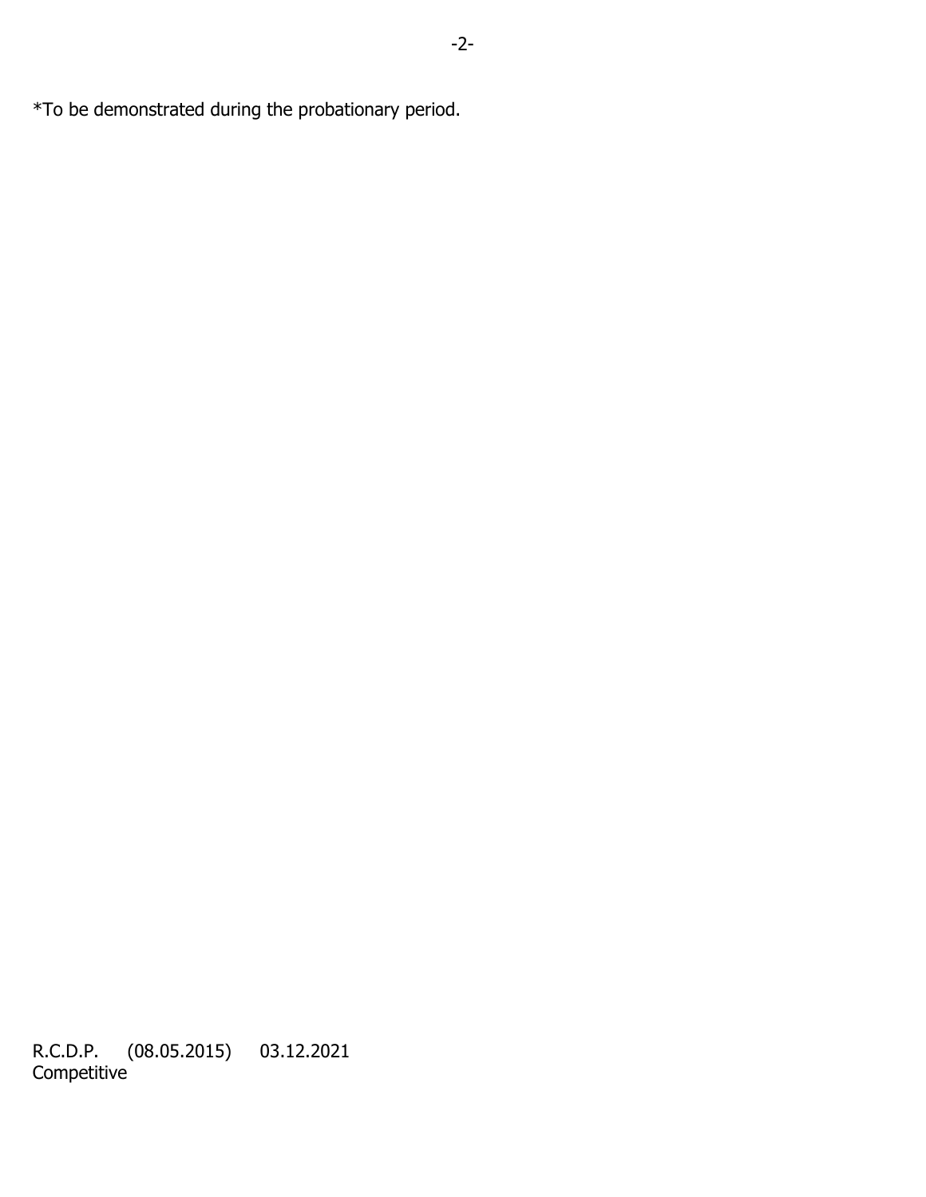*To be demonstrated during the probationary period.

R.C.D.P. (08.05.2015) 03.12.2021
Competitive